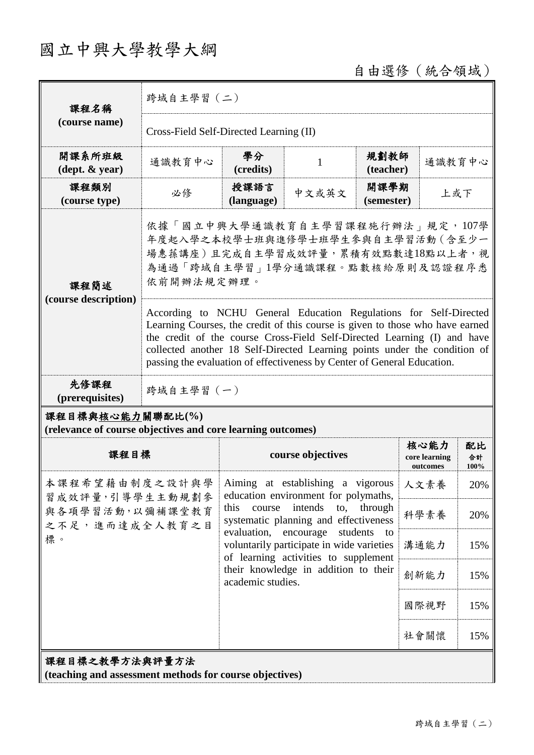# 國立中興大學教學大綱

自由選修（統合領域）

| 課程名稱 (course name) | 跨域自主學習（二） | | | | |
|---|---|---|---|---|---|
| | Cross-Field Self-Directed Learning (II) | | | | |
| 開課系所班級 (dept. & year) | 通識教育中心 | 學分 (credits) | 1 | 規劃教師 (teacher) | 通識教育中心 |
| 課程類別 (course type) | 必修 | 授課語言 (language) | 中文或英文 | 開課學期 (semester) | 上或下 |
| 課程簡述 (course description) | 依據「國立中興大學通識教育自主學習課程施行辦法」規定，107學年度起入學之本校學士班與進修學士班學生參與自主學習活動（含至少一場惠蓀講座）且完成自主學習成效評量，累積有效點數達18點以上者，視為通過「跨域自主學習」1學分通識課程。點數核給原則及認證程序悉依前開辦法規定辦理。 | | | | |
| | According to NCHU General Education Regulations for Self-Directed Learning Courses, the credit of this course is given to those who have earned the credit of the course Cross-Field Self-Directed Learning (I) and have collected another 18 Self-Directed Learning points under the condition of passing the evaluation of effectiveness by Center of General Education. | | | | |
| 先修課程 (prerequisites) | 跨域自主學習（一） | | | | |

## 課程目標與核心能力關聯配比(%)
**(relevance of course objectives and core learning outcomes)**

| 課程目標 | course objectives | 核心能力 core learning outcomes | 配比 合計 100% |
|---|---|---|---|
| 本課程希望藉由制度之設計與學習成效評量，引導學生主動規劃參與各項學習活動，以彌補課堂教育之不足，進而達成全人教育之目標。 | Aiming at establishing a vigorous education environment for polymaths, this course intends to, through systematic planning and effectiveness evaluation, encourage students to voluntarily participate in wide varieties of learning activities to supplement their knowledge in addition to their academic studies. | 人文素養 | 20% |
| | | 科學素養 | 20% |
| | | 溝通能力 | 15% |
| | | 創新能力 | 15% |
| | | 國際視野 | 15% |
| | | 社會關懷 | 15% |

## 課程目標之教學方法與評量方法
**(teaching and assessment methods for course objectives)**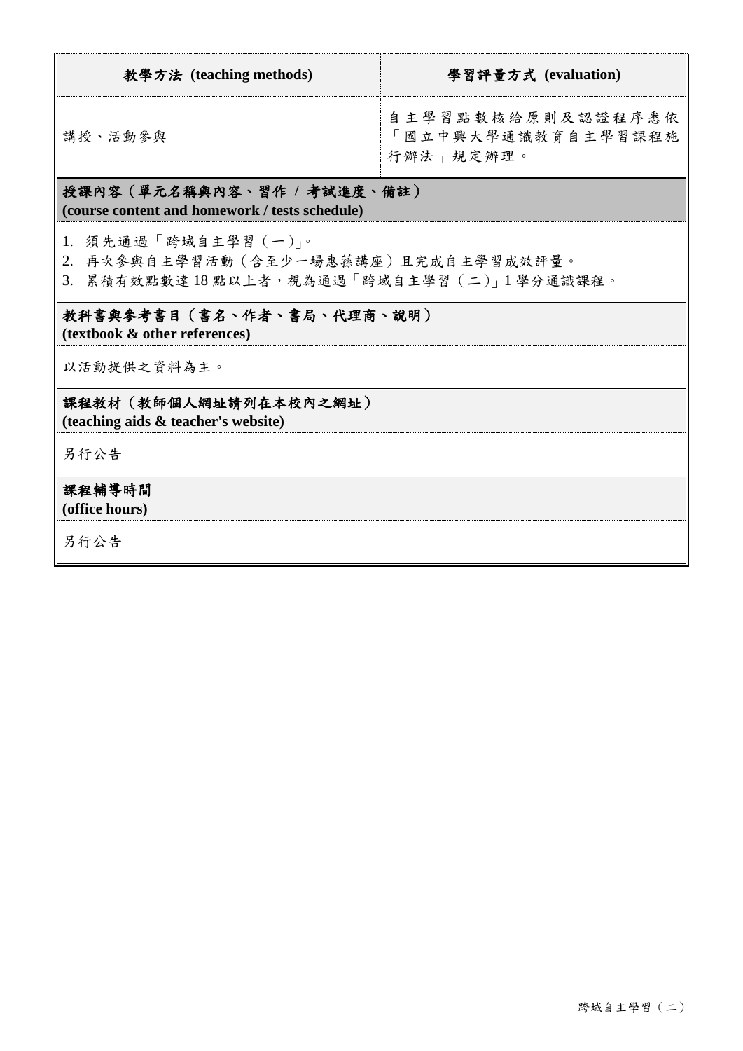| 教學方法 (teaching methods) | 學習評量方式 (evaluation) |
|---|---|
| 講授、活動參與 | 自主學習點數核給原則及認證程序悉依「國立中興大學通識教育自主學習課程施行辦法」規定辦理。 |

**授課內容（單元名稱與內容、習作 / 考試進度、備註）**
**(course content and homework / tests schedule)**

1. 須先通過「跨域自主學習（一）」。
2. 再次參與自主學習活動（含至少一場惠蓀講座）且完成自主學習成效評量。
3. 累積有效點數達 18 點以上者，視為通過「跨域自主學習（二）」1 學分通識課程。

**教科書與參考書目（書名、作者、書局、代理商、說明）**
**(textbook & other references)**

以活動提供之資料為主。

**課程教材（教師個人網址請列在本校內之網址）**
**(teaching aids & teacher's website)**

另行公告

**課程輔導時間**
**(office hours)**

另行公告